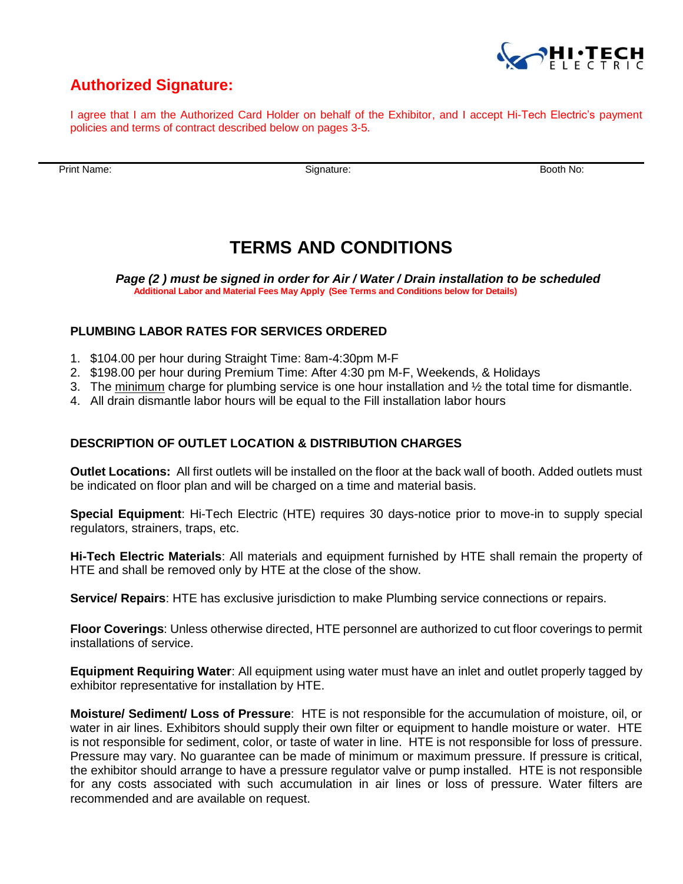## Authorized Signature:

I agree that I am the Authorized Card Holder on behalf of the Exhibitor, and I accept Hi-Tech Electric's payment policies and terms of contract described below on pages 3-5.

| Print Name: | Signature: | Booth No: |
|---|---|---|

# TERMS AND CONDITIONS

***Page (2 ) must be signed in order for Air / Water / Drain installation to be scheduled***

**Additional Labor and Material Fees May Apply (See Terms and Conditions below for Details)**

### PLUMBING LABOR RATES FOR SERVICES ORDERED

1. $104.00 per hour during Straight Time: 8am-4:30pm M-F
2. $198.00 per hour during Premium Time: After 4:30 pm M-F, Weekends, & Holidays
3. The minimum charge for plumbing service is one hour installation and ½ the total time for dismantle.
4. All drain dismantle labor hours will be equal to the Fill installation labor hours

### DESCRIPTION OF OUTLET LOCATION & DISTRIBUTION CHARGES

**Outlet Locations:** All first outlets will be installed on the floor at the back wall of booth. Added outlets must be indicated on floor plan and will be charged on a time and material basis.

**Special Equipment**: Hi-Tech Electric (HTE) requires 30 days-notice prior to move-in to supply special regulators, strainers, traps, etc.

**Hi-Tech Electric Materials**: All materials and equipment furnished by HTE shall remain the property of HTE and shall be removed only by HTE at the close of the show.

**Service/ Repairs**: HTE has exclusive jurisdiction to make Plumbing service connections or repairs.

**Floor Coverings**: Unless otherwise directed, HTE personnel are authorized to cut floor coverings to permit installations of service.

**Equipment Requiring Water**: All equipment using water must have an inlet and outlet properly tagged by exhibitor representative for installation by HTE.

**Moisture/ Sediment/ Loss of Pressure**: HTE is not responsible for the accumulation of moisture, oil, or water in air lines. Exhibitors should supply their own filter or equipment to handle moisture or water. HTE is not responsible for sediment, color, or taste of water in line. HTE is not responsible for loss of pressure. Pressure may vary. No guarantee can be made of minimum or maximum pressure. If pressure is critical, the exhibitor should arrange to have a pressure regulator valve or pump installed. HTE is not responsible for any costs associated with such accumulation in air lines or loss of pressure. Water filters are recommended and are available on request.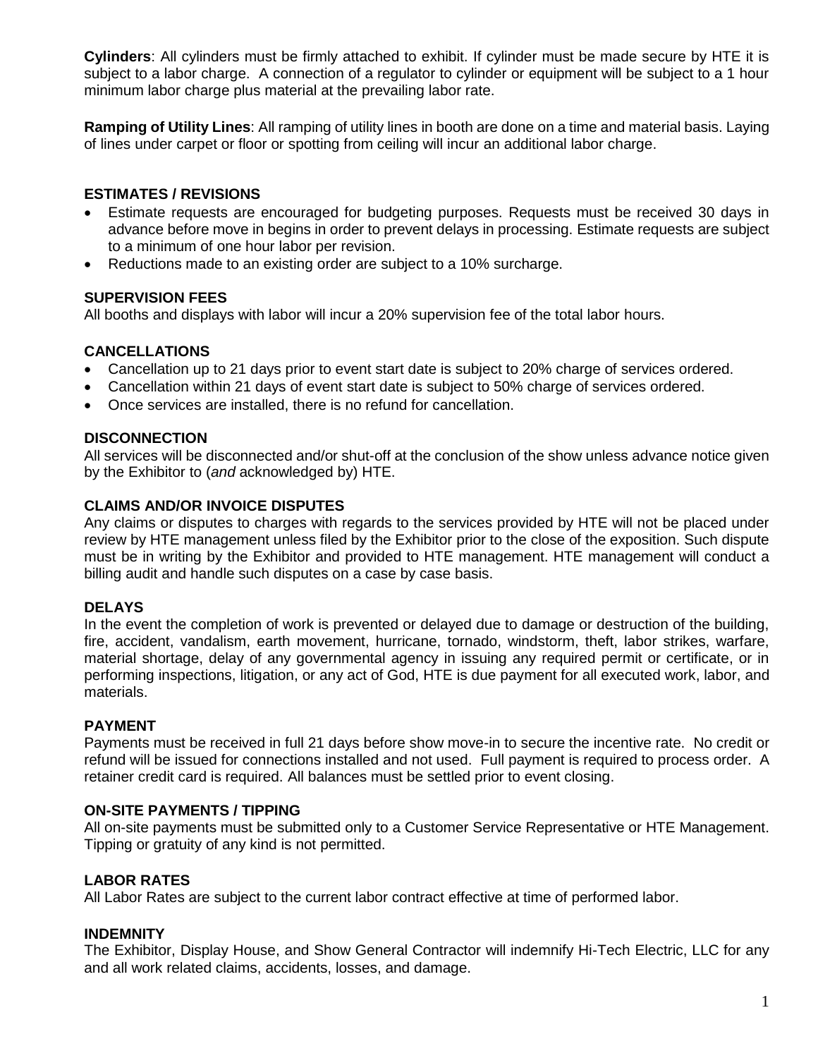**Cylinders**: All cylinders must be firmly attached to exhibit. If cylinder must be made secure by HTE it is subject to a labor charge. A connection of a regulator to cylinder or equipment will be subject to a 1 hour minimum labor charge plus material at the prevailing labor rate.

**Ramping of Utility Lines**: All ramping of utility lines in booth are done on a time and material basis. Laying of lines under carpet or floor or spotting from ceiling will incur an additional labor charge.

### ESTIMATES / REVISIONS

- Estimate requests are encouraged for budgeting purposes. Requests must be received 30 days in advance before move in begins in order to prevent delays in processing. Estimate requests are subject to a minimum of one hour labor per revision.
- Reductions made to an existing order are subject to a 10% surcharge.

### SUPERVISION FEES

All booths and displays with labor will incur a 20% supervision fee of the total labor hours.

### CANCELLATIONS

- Cancellation up to 21 days prior to event start date is subject to 20% charge of services ordered.
- Cancellation within 21 days of event start date is subject to 50% charge of services ordered.
- Once services are installed, there is no refund for cancellation.

### DISCONNECTION

All services will be disconnected and/or shut-off at the conclusion of the show unless advance notice given by the Exhibitor to (*and* acknowledged by) HTE.

### CLAIMS AND/OR INVOICE DISPUTES

Any claims or disputes to charges with regards to the services provided by HTE will not be placed under review by HTE management unless filed by the Exhibitor prior to the close of the exposition. Such dispute must be in writing by the Exhibitor and provided to HTE management. HTE management will conduct a billing audit and handle such disputes on a case by case basis.

### DELAYS

In the event the completion of work is prevented or delayed due to damage or destruction of the building, fire, accident, vandalism, earth movement, hurricane, tornado, windstorm, theft, labor strikes, warfare, material shortage, delay of any governmental agency in issuing any required permit or certificate, or in performing inspections, litigation, or any act of God, HTE is due payment for all executed work, labor, and materials.

### PAYMENT

Payments must be received in full 21 days before show move-in to secure the incentive rate. No credit or refund will be issued for connections installed and not used. Full payment is required to process order. A retainer credit card is required. All balances must be settled prior to event closing.

### ON-SITE PAYMENTS / TIPPING

All on-site payments must be submitted only to a Customer Service Representative or HTE Management. Tipping or gratuity of any kind is not permitted.

### LABOR RATES

All Labor Rates are subject to the current labor contract effective at time of performed labor.

### INDEMNITY

The Exhibitor, Display House, and Show General Contractor will indemnify Hi-Tech Electric, LLC for any and all work related claims, accidents, losses, and damage.